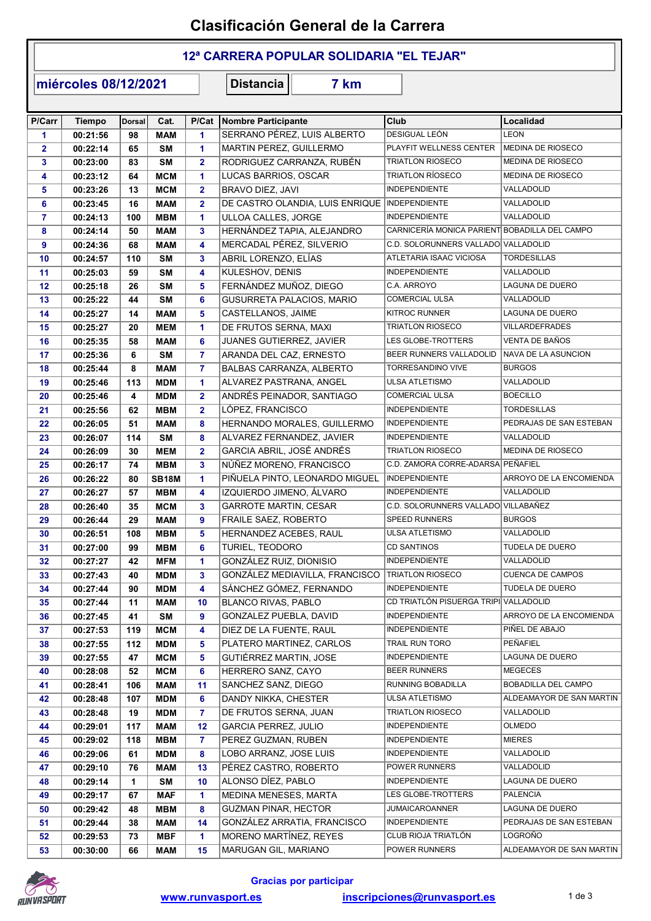# Clasificación General de la Carrera

## 12ª CARRERA POPULAR SOLIDARIA "EL TEJAR"

**miércoles 08/12/2021** | **Distancia** | **7 km**

| P/Carr | Tiempo | Dorsal | Cat. | P/Cat | Nombre Participante | Club | Localidad |
|---|---|---|---|---|---|---|---|
| 1 | 00:21:56 | 98 | MAM | 1 | SERRANO PÉREZ, LUIS ALBERTO | DESIGUAL LEÓN | LEON |
| 2 | 00:22:14 | 65 | SM | 1 | MARTIN PEREZ, GUILLERMO | PLAYFIT WELLNESS CENTER | MEDINA DE RIOSECO |
| 3 | 00:23:00 | 83 | SM | 2 | RODRIGUEZ CARRANZA, RUBÉN | TRIATLON RIOSECO | MEDINA DE RIOSECO |
| 4 | 00:23:12 | 64 | MCM | 1 | LUCAS BARRIOS, OSCAR | TRIATLON RÍOSECO | MEDINA DE RIOSECO |
| 5 | 00:23:26 | 13 | MCM | 2 | BRAVO DIEZ, JAVI | INDEPENDIENTE | VALLADOLID |
| 6 | 00:23:45 | 16 | MAM | 2 | DE CASTRO OLANDIA, LUIS ENRIQUE | INDEPENDIENTE | VALLADOLID |
| 7 | 00:24:13 | 100 | MBM | 1 | ULLOA CALLES, JORGE | INDEPENDIENTE | VALLADOLID |
| 8 | 00:24:14 | 50 | MAM | 3 | HERNÁNDEZ TAPIA, ALEJANDRO | CARNICERÍA MONICA PARIENT | BOBADILLA DEL CAMPO |
| 9 | 00:24:36 | 68 | MAM | 4 | MERCADAL PÉREZ, SILVERIO | C.D. SOLORUNNERS VALLADO | VALLADOLID |
| 10 | 00:24:57 | 110 | SM | 3 | ABRIL LORENZO, ELÍAS | ATLETARIA ISAAC VICIOSA | TORDESILLAS |
| 11 | 00:25:03 | 59 | SM | 4 | KULESHOV, DENIS | INDEPENDIENTE | VALLADOLID |
| 12 | 00:25:18 | 26 | SM | 5 | FERNÁNDEZ MUÑOZ, DIEGO | C.A. ARROYO | LAGUNA DE DUERO |
| 13 | 00:25:22 | 44 | SM | 6 | GUSURRETA PALACIOS, MARIO | COMERCIAL ULSA | VALLADOLID |
| 14 | 00:25:27 | 14 | MAM | 5 | CASTELLANOS, JAIME | KITROC RUNNER | LAGUNA DE DUERO |
| 15 | 00:25:27 | 20 | MEM | 1 | DE FRUTOS SERNA, MAXI | TRIATLON RIOSECO | VILLARDEFRADES |
| 16 | 00:25:35 | 58 | MAM | 6 | JUANES GUTIERREZ, JAVIER | LES GLOBE-TROTTERS | VENTA DE BAÑOS |
| 17 | 00:25:36 | 6 | SM | 7 | ARANDA DEL CAZ, ERNESTO | BEER RUNNERS VALLADOLID | NAVA DE LA ASUNCION |
| 18 | 00:25:44 | 8 | MAM | 7 | BALBAS CARRANZA, ALBERTO | TORRESANDINO VIVE | BURGOS |
| 19 | 00:25:46 | 113 | MDM | 1 | ALVAREZ PASTRANA, ANGEL | ULSA ATLETISMO | VALLADOLID |
| 20 | 00:25:46 | 4 | MDM | 2 | ANDRÉS PEINADOR, SANTIAGO | COMERCIAL ULSA | BOECILLO |
| 21 | 00:25:56 | 62 | MBM | 2 | LÓPEZ, FRANCISCO | INDEPENDIENTE | TORDESILLAS |
| 22 | 00:26:05 | 51 | MAM | 8 | HERNANDO MORALES, GUILLERMO | INDEPENDIENTE | PEDRAJAS DE SAN ESTEBAN |
| 23 | 00:26:07 | 114 | SM | 8 | ALVAREZ FERNANDEZ, JAVIER | INDEPENDIENTE | VALLADOLID |
| 24 | 00:26:09 | 30 | MEM | 2 | GARCIA ABRIL, JOSÉ ANDRÉS | TRIATLON RIOSECO | MEDINA DE RIOSECO |
| 25 | 00:26:17 | 74 | MBM | 3 | NÚÑEZ MORENO, FRANCISCO | C.D. ZAMORA CORRE-ADARSA | PEÑAFIEL |
| 26 | 00:26:22 | 80 | SB18M | 1 | PIÑUELA PINTO, LEONARDO MIGUEL | INDEPENDIENTE | ARROYO DE LA ENCOMIENDA |
| 27 | 00:26:27 | 57 | MBM | 4 | IZQUIERDO JIMENO, ÁLVARO | INDEPENDIENTE | VALLADOLID |
| 28 | 00:26:40 | 35 | MCM | 3 | GARROTE MARTIN, CESAR | C.D. SOLORUNNERS VALLADO | VILLABAÑEZ |
| 29 | 00:26:44 | 29 | MAM | 9 | FRAILE SAEZ, ROBERTO | SPEED RUNNERS | BURGOS |
| 30 | 00:26:51 | 108 | MBM | 5 | HERNANDEZ ACEBES, RAUL | ULSA ATLETISMO | VALLADOLID |
| 31 | 00:27:00 | 99 | MBM | 6 | TURIEL, TEODORO | CD SANTINOS | TUDELA DE DUERO |
| 32 | 00:27:27 | 42 | MFM | 1 | GONZÁLEZ RUIZ, DIONISIO | INDEPENDIENTE | VALLADOLID |
| 33 | 00:27:43 | 40 | MDM | 3 | GONZÁLEZ MEDIAVILLA, FRANCISCO | TRIATLON RIOSECO | CUENCA DE CAMPOS |
| 34 | 00:27:44 | 90 | MDM | 4 | SÁNCHEZ GÓMEZ, FERNANDO | INDEPENDIENTE | TUDELA DE DUERO |
| 35 | 00:27:44 | 11 | MAM | 10 | BLANCO RIVAS, PABLO | CD TRIATLÓN PISUERGA TRIPI | VALLADOLID |
| 36 | 00:27:45 | 41 | SM | 9 | GONZALEZ PUEBLA, DAVID | INDEPENDIENTE | ARROYO DE LA ENCOMIENDA |
| 37 | 00:27:53 | 119 | MCM | 4 | DIEZ DE LA FUENTE, RAUL | INDEPENDIENTE | PIÑEL DE ABAJO |
| 38 | 00:27:55 | 112 | MDM | 5 | PLATERO MARTINEZ, CARLOS | TRAIL RUN TORO | PEÑAFIEL |
| 39 | 00:27:55 | 47 | MCM | 5 | GUTIÉRREZ MARTIN, JOSE | INDEPENDIENTE | LAGUNA DE DUERO |
| 40 | 00:28:08 | 52 | MCM | 6 | HERRERO SANZ, CAYO | BEER RUNNERS | MEGECES |
| 41 | 00:28:41 | 106 | MAM | 11 | SANCHEZ SANZ, DIEGO | RUNNING BOBADILLA | BOBADILLA DEL CAMPO |
| 42 | 00:28:48 | 107 | MDM | 6 | DANDY NIKKA, CHESTER | ULSA ATLETISMO | ALDEAMAYOR DE SAN MARTIN |
| 43 | 00:28:48 | 19 | MDM | 7 | DE FRUTOS SERNA, JUAN | TRIATLON RIOSECO | VALLADOLID |
| 44 | 00:29:01 | 117 | MAM | 12 | GARCIA PERREZ, JULIO | INDEPENDIENTE | OLMEDO |
| 45 | 00:29:02 | 118 | MBM | 7 | PEREZ GUZMAN, RUBEN | INDEPENDIENTE | MIERES |
| 46 | 00:29:06 | 61 | MDM | 8 | LOBO ARRANZ, JOSE LUIS | INDEPENDIENTE | VALLADOLID |
| 47 | 00:29:10 | 76 | MAM | 13 | PÉREZ CASTRO, ROBERTO | POWER RUNNERS | VALLADOLID |
| 48 | 00:29:14 | 1 | SM | 10 | ALONSO DÍEZ, PABLO | INDEPENDIENTE | LAGUNA DE DUERO |
| 49 | 00:29:17 | 67 | MAF | 1 | MEDINA MENESES, MARTA | LES GLOBE-TROTTERS | PALENCIA |
| 50 | 00:29:42 | 48 | MBM | 8 | GUZMAN PINAR, HECTOR | JUMAICAROANNER | LAGUNA DE DUERO |
| 51 | 00:29:44 | 38 | MAM | 14 | GONZÁLEZ ARRATIA, FRANCISCO | INDEPENDIENTE | PEDRAJAS DE SAN ESTEBAN |
| 52 | 00:29:53 | 73 | MBF | 1 | MORENO MARTÍNEZ, REYES | CLUB RIOJA TRIATLÓN | LOGROÑO |
| 53 | 00:30:00 | 66 | MAM | 15 | MARUGAN GIL, MARIANO | POWER RUNNERS | ALDEAMAYOR DE SAN MARTIN |

**Gracias por participar**

www.runvasport.es — inscripciones@runvasport.es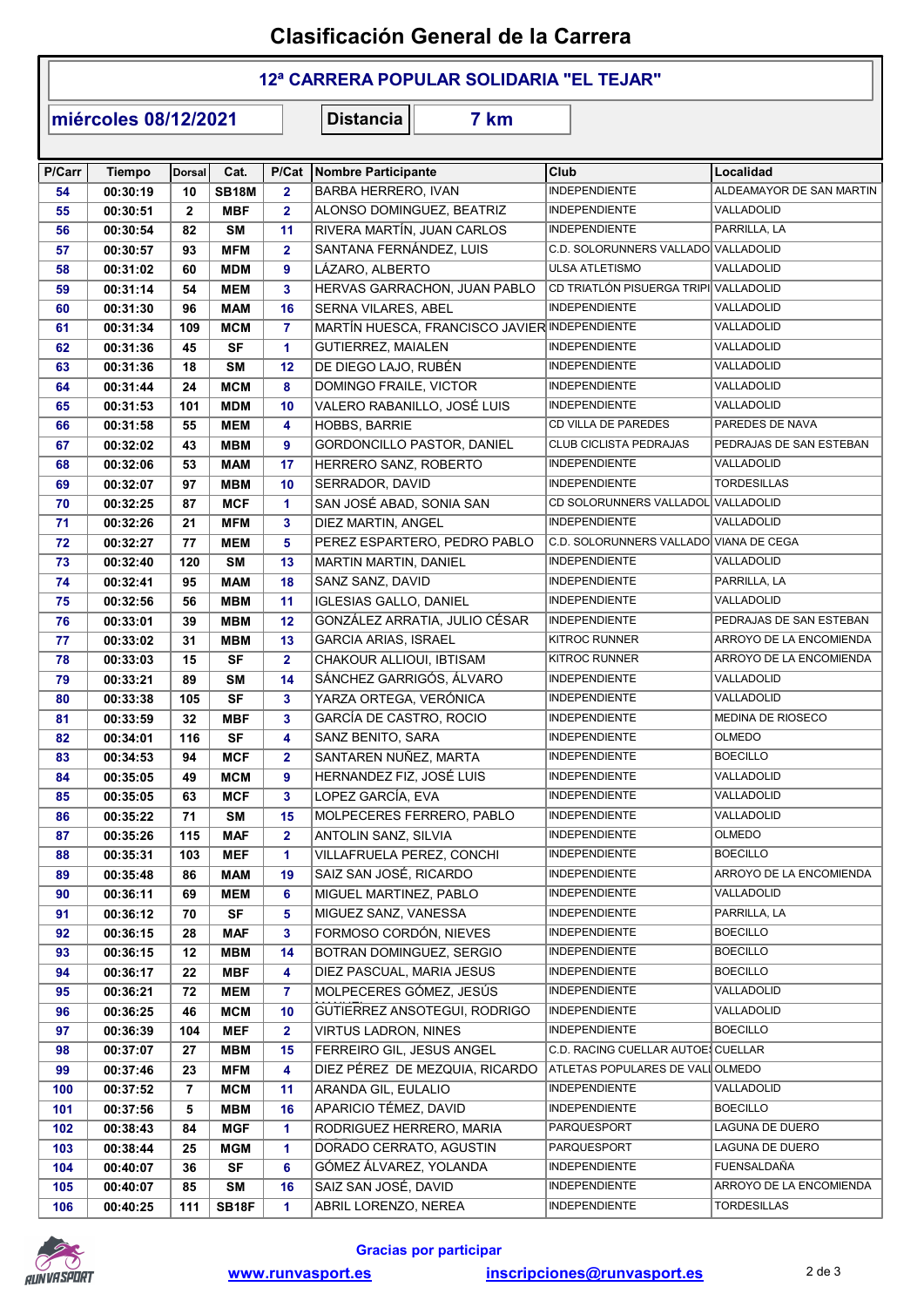# Clasificación General de la Carrera

## 12ª CARRERA POPULAR SOLIDARIA "EL TEJAR"

**miércoles 08/12/2021** | **Distancia** | **7 km**

| P/Carr | Tiempo | Dorsal | Cat. | P/Cat | Nombre Participante | Club | Localidad |
|---|---|---|---|---|---|---|---|
| 54 | 00:30:19 | 10 | SB18M | 2 | BARBA HERRERO, IVAN | INDEPENDIENTE | ALDEAMAYOR DE SAN MARTIN |
| 55 | 00:30:51 | 2 | MBF | 2 | ALONSO DOMINGUEZ, BEATRIZ | INDEPENDIENTE | VALLADOLID |
| 56 | 00:30:54 | 82 | SM | 11 | RIVERA MARTÍN, JUAN CARLOS | INDEPENDIENTE | PARRILLA, LA |
| 57 | 00:30:57 | 93 | MFM | 2 | SANTANA FERNÁNDEZ, LUIS | C.D. SOLORUNNERS VALLADO | VALLADOLID |
| 58 | 00:31:02 | 60 | MDM | 9 | LÁZARO, ALBERTO | ULSA ATLETISMO | VALLADOLID |
| 59 | 00:31:14 | 54 | MEM | 3 | HERVAS GARRACHON, JUAN PABLO | CD TRIATLÓN PISUERGA TRIPI | VALLADOLID |
| 60 | 00:31:30 | 96 | MAM | 16 | SERNA VILARES, ABEL | INDEPENDIENTE | VALLADOLID |
| 61 | 00:31:34 | 109 | MCM | 7 | MARTÍN HUESCA, FRANCISCO JAVIER | INDEPENDIENTE | VALLADOLID |
| 62 | 00:31:36 | 45 | SF | 1 | GUTIERREZ, MAIALEN | INDEPENDIENTE | VALLADOLID |
| 63 | 00:31:36 | 18 | SM | 12 | DE DIEGO LAJO, RUBÉN | INDEPENDIENTE | VALLADOLID |
| 64 | 00:31:44 | 24 | MCM | 8 | DOMINGO FRAILE, VICTOR | INDEPENDIENTE | VALLADOLID |
| 65 | 00:31:53 | 101 | MDM | 10 | VALERO RABANILLO, JOSÉ LUIS | INDEPENDIENTE | VALLADOLID |
| 66 | 00:31:58 | 55 | MEM | 4 | HOBBS, BARRIE | CD VILLA DE PAREDES | PAREDES DE NAVA |
| 67 | 00:32:02 | 43 | MBM | 9 | GORDONCILLO PASTOR, DANIEL | CLUB CICLISTA PEDRAJAS | PEDRAJAS DE SAN ESTEBAN |
| 68 | 00:32:06 | 53 | MAM | 17 | HERRERO SANZ, ROBERTO | INDEPENDIENTE | VALLADOLID |
| 69 | 00:32:07 | 97 | MBM | 10 | SERRADOR, DAVID | INDEPENDIENTE | TORDESILLAS |
| 70 | 00:32:25 | 87 | MCF | 1 | SAN JOSÉ ABAD, SONIA SAN | CD SOLORUNNERS VALLADOL | VALLADOLID |
| 71 | 00:32:26 | 21 | MFM | 3 | DIEZ MARTIN, ANGEL | INDEPENDIENTE | VALLADOLID |
| 72 | 00:32:27 | 77 | MEM | 5 | PEREZ ESPARTERO, PEDRO PABLO | C.D. SOLORUNNERS VALLADO | VIANA DE CEGA |
| 73 | 00:32:40 | 120 | SM | 13 | MARTIN MARTIN, DANIEL | INDEPENDIENTE | VALLADOLID |
| 74 | 00:32:41 | 95 | MAM | 18 | SANZ SANZ, DAVID | INDEPENDIENTE | PARRILLA, LA |
| 75 | 00:32:56 | 56 | MBM | 11 | IGLESIAS GALLO, DANIEL | INDEPENDIENTE | VALLADOLID |
| 76 | 00:33:01 | 39 | MBM | 12 | GONZÁLEZ ARRATIA, JULIO CÉSAR | INDEPENDIENTE | PEDRAJAS DE SAN ESTEBAN |
| 77 | 00:33:02 | 31 | MBM | 13 | GARCIA ARIAS, ISRAEL | KITROC RUNNER | ARROYO DE LA ENCOMIENDA |
| 78 | 00:33:03 | 15 | SF | 2 | CHAKOUR ALLIOUI, IBTISAM | KITROC RUNNER | ARROYO DE LA ENCOMIENDA |
| 79 | 00:33:21 | 89 | SM | 14 | SÁNCHEZ GARRIGÓS, ÁLVARO | INDEPENDIENTE | VALLADOLID |
| 80 | 00:33:38 | 105 | SF | 3 | YARZA ORTEGA, VERÓNICA | INDEPENDIENTE | VALLADOLID |
| 81 | 00:33:59 | 32 | MBF | 3 | GARCÍA DE CASTRO, ROCIO | INDEPENDIENTE | MEDINA DE RIOSECO |
| 82 | 00:34:01 | 116 | SF | 4 | SANZ BENITO, SARA | INDEPENDIENTE | OLMEDO |
| 83 | 00:34:53 | 94 | MCF | 2 | SANTAREN NUÑEZ, MARTA | INDEPENDIENTE | BOECILLO |
| 84 | 00:35:05 | 49 | MCM | 9 | HERNANDEZ FIZ, JOSÉ LUIS | INDEPENDIENTE | VALLADOLID |
| 85 | 00:35:05 | 63 | MCF | 3 | LOPEZ GARCÍA, EVA | INDEPENDIENTE | VALLADOLID |
| 86 | 00:35:22 | 71 | SM | 15 | MOLPECERES FERRERO, PABLO | INDEPENDIENTE | VALLADOLID |
| 87 | 00:35:26 | 115 | MAF | 2 | ANTOLIN SANZ, SILVIA | INDEPENDIENTE | OLMEDO |
| 88 | 00:35:31 | 103 | MEF | 1 | VILLAFRUELA PEREZ, CONCHI | INDEPENDIENTE | BOECILLO |
| 89 | 00:35:48 | 86 | MAM | 19 | SAIZ SAN JOSÉ, RICARDO | INDEPENDIENTE | ARROYO DE LA ENCOMIENDA |
| 90 | 00:36:11 | 69 | MEM | 6 | MIGUEL MARTINEZ, PABLO | INDEPENDIENTE | VALLADOLID |
| 91 | 00:36:12 | 70 | SF | 5 | MIGUEZ SANZ, VANESSA | INDEPENDIENTE | PARRILLA, LA |
| 92 | 00:36:15 | 28 | MAF | 3 | FORMOSO CORDÓN, NIEVES | INDEPENDIENTE | BOECILLO |
| 93 | 00:36:15 | 12 | MBM | 14 | BOTRAN DOMINGUEZ, SERGIO | INDEPENDIENTE | BOECILLO |
| 94 | 00:36:17 | 22 | MBF | 4 | DIEZ PASCUAL, MARIA JESUS | INDEPENDIENTE | BOECILLO |
| 95 | 00:36:21 | 72 | MEM | 7 | MOLPECERES GÓMEZ, JESÚS | INDEPENDIENTE | VALLADOLID |
| 96 | 00:36:25 | 46 | MCM | 10 | GUTIÉRREZ ANSOTEGUI, RODRIGO | INDEPENDIENTE | VALLADOLID |
| 97 | 00:36:39 | 104 | MEF | 2 | VIRTUS LADRON, NINES | INDEPENDIENTE | BOECILLO |
| 98 | 00:37:07 | 27 | MBM | 15 | FERREIRO GIL, JESUS ANGEL | C.D. RACING CUELLAR AUTOE | CUELLAR |
| 99 | 00:37:46 | 23 | MFM | 4 | DIEZ PÉREZ DE MEZQUIA, RICARDO | ATLETAS POPULARES DE VALL | OLMEDO |
| 100 | 00:37:52 | 7 | MCM | 11 | ARANDA GIL, EULALIO | INDEPENDIENTE | VALLADOLID |
| 101 | 00:37:56 | 5 | MBM | 16 | APARICIO TÉMEZ, DAVID | INDEPENDIENTE | BOECILLO |
| 102 | 00:38:43 | 84 | MGF | 1 | RODRIGUEZ HERRERO, MARIA | PARQUESPORT | LAGUNA DE DUERO |
| 103 | 00:38:44 | 25 | MGM | 1 | DORADO CERRATO, AGUSTIN | PARQUESPORT | LAGUNA DE DUERO |
| 104 | 00:40:07 | 36 | SF | 6 | GÓMEZ ÁLVAREZ, YOLANDA | INDEPENDIENTE | FUENSALDAÑA |
| 105 | 00:40:07 | 85 | SM | 16 | SAIZ SAN JOSÉ, DAVID | INDEPENDIENTE | ARROYO DE LA ENCOMIENDA |
| 106 | 00:40:25 | 111 | SB18F | 1 | ABRIL LORENZO, NEREA | INDEPENDIENTE | TORDESILLAS |

**Gracias por participar**

www.runvasport.es    inscripciones@runvasport.es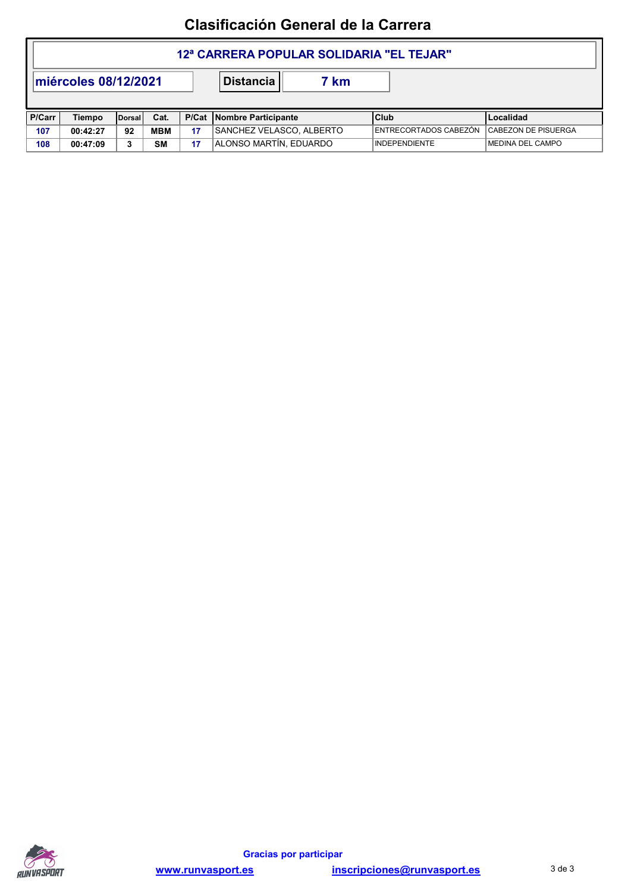# Clasificación General de la Carrera

## 12ª CARRERA POPULAR SOLIDARIA "EL TEJAR"

**miércoles 08/12/2021** | **Distancia** | **7 km**

| P/Carr | Tiempo | Dorsal | Cat. | P/Cat | Nombre Participante | Club | Localidad |
|---|---|---|---|---|---|---|---|
| 107 | 00:42:27 | 92 | MBM | 17 | SANCHEZ VELASCO, ALBERTO | ENTRECORTADOS CABEZÓN | CABEZON DE PISUERGA |
| 108 | 00:47:09 | 3 | SM | 17 | ALONSO MARTÍN, EDUARDO | INDEPENDIENTE | MEDINA DEL CAMPO |

Gracias por participar

www.runvasport.es inscripciones@runvasport.es